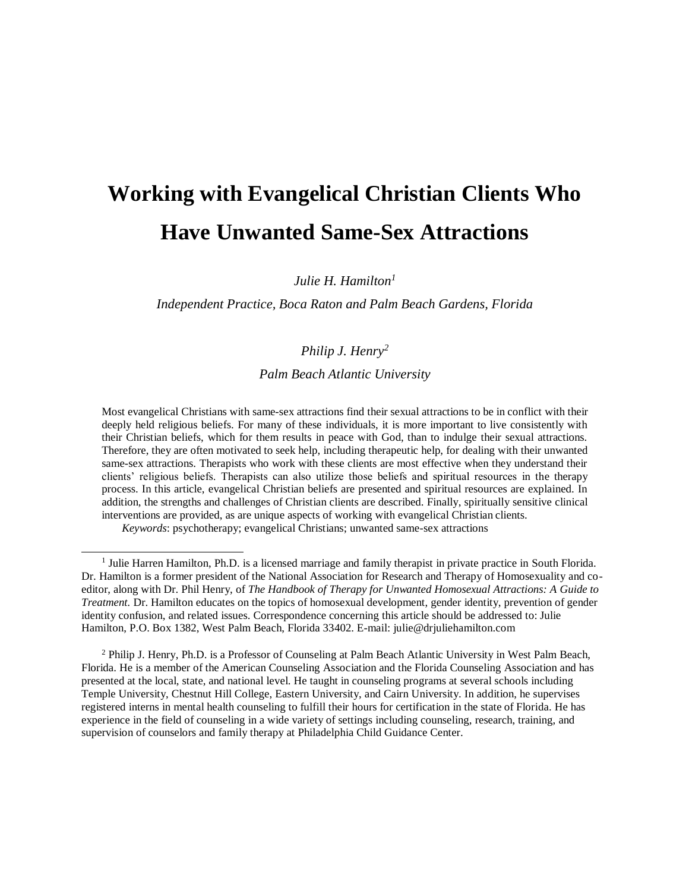# Working with Evangelical Christian Clients Who Have Unwanted Same-Sex Attractions

*Julie H. Hamilton*[1]

*Independent Practice, Boca Raton and Palm Beach Gardens, Florida*

*Philip J. Henry*[2]

*Palm Beach Atlantic University*

Most evangelical Christians with same-sex attractions find their sexual attractions to be in conflict with their deeply held religious beliefs. For many of these individuals, it is more important to live consistently with their Christian beliefs, which for them results in peace with God, than to indulge their sexual attractions. Therefore, they are often motivated to seek help, including therapeutic help, for dealing with their unwanted same-sex attractions. Therapists who work with these clients are most effective when they understand their clients' religious beliefs. Therapists can also utilize those beliefs and spiritual resources in the therapy process. In this article, evangelical Christian beliefs are presented and spiritual resources are explained. In addition, the strengths and challenges of Christian clients are described. Finally, spiritually sensitive clinical interventions are provided, as are unique aspects of working with evangelical Christian clients.

*Keywords*: psychotherapy; evangelical Christians; unwanted same-sex attractions

---

[1] Julie Harren Hamilton, Ph.D. is a licensed marriage and family therapist in private practice in South Florida. Dr. Hamilton is a former president of the National Association for Research and Therapy of Homosexuality and co-editor, along with Dr. Phil Henry, of *The Handbook of Therapy for Unwanted Homosexual Attractions: A Guide to Treatment.* Dr. Hamilton educates on the topics of homosexual development, gender identity, prevention of gender identity confusion, and related issues. Correspondence concerning this article should be addressed to: Julie Hamilton, P.O. Box 1382, West Palm Beach, Florida 33402. E-mail: julie@drjuliehamilton.com

[2] Philip J. Henry, Ph.D. is a Professor of Counseling at Palm Beach Atlantic University in West Palm Beach, Florida. He is a member of the American Counseling Association and the Florida Counseling Association and has presented at the local, state, and national level. He taught in counseling programs at several schools including Temple University, Chestnut Hill College, Eastern University, and Cairn University. In addition, he supervises registered interns in mental health counseling to fulfill their hours for certification in the state of Florida. He has experience in the field of counseling in a wide variety of settings including counseling, research, training, and supervision of counselors and family therapy at Philadelphia Child Guidance Center.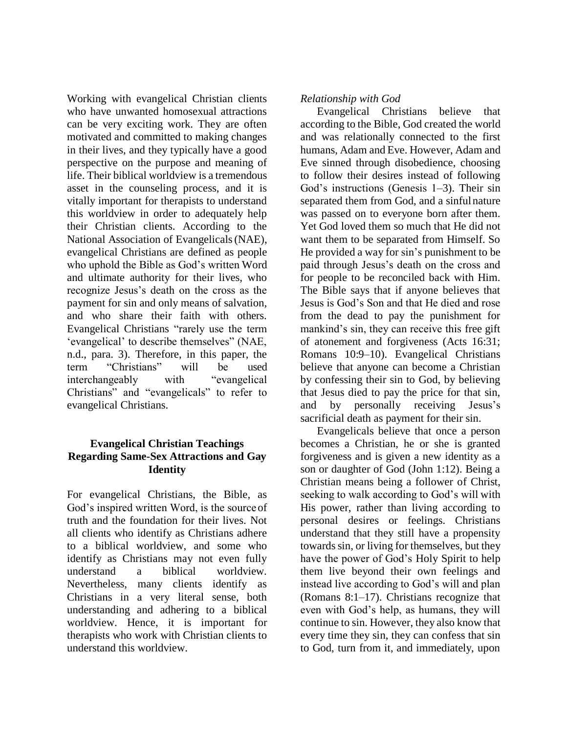Working with evangelical Christian clients who have unwanted homosexual attractions can be very exciting work. They are often motivated and committed to making changes in their lives, and they typically have a good perspective on the purpose and meaning of life. Their biblical worldview is a tremendous asset in the counseling process, and it is vitally important for therapists to understand this worldview in order to adequately help their Christian clients. According to the National Association of Evangelicals (NAE), evangelical Christians are defined as people who uphold the Bible as God's written Word and ultimate authority for their lives, who recognize Jesus's death on the cross as the payment for sin and only means of salvation, and who share their faith with others. Evangelical Christians "rarely use the term 'evangelical' to describe themselves" (NAE, n.d., para. 3). Therefore, in this paper, the term "Christians" will be used interchangeably with "evangelical Christians" and "evangelicals" to refer to evangelical Christians.

## Evangelical Christian Teachings Regarding Same-Sex Attractions and Gay Identity

For evangelical Christians, the Bible, as God's inspired written Word, is the source of truth and the foundation for their lives. Not all clients who identify as Christians adhere to a biblical worldview, and some who identify as Christians may not even fully understand a biblical worldview. Nevertheless, many clients identify as Christians in a very literal sense, both understanding and adhering to a biblical worldview. Hence, it is important for therapists who work with Christian clients to understand this worldview.

### *Relationship with God*

Evangelical Christians believe that according to the Bible, God created the world and was relationally connected to the first humans, Adam and Eve. However, Adam and Eve sinned through disobedience, choosing to follow their desires instead of following God's instructions (Genesis 1–3). Their sin separated them from God, and a sinful nature was passed on to everyone born after them. Yet God loved them so much that He did not want them to be separated from Himself. So He provided a way for sin's punishment to be paid through Jesus's death on the cross and for people to be reconciled back with Him. The Bible says that if anyone believes that Jesus is God's Son and that He died and rose from the dead to pay the punishment for mankind's sin, they can receive this free gift of atonement and forgiveness (Acts 16:31; Romans 10:9–10). Evangelical Christians believe that anyone can become a Christian by confessing their sin to God, by believing that Jesus died to pay the price for that sin, and by personally receiving Jesus's sacrificial death as payment for their sin.

Evangelicals believe that once a person becomes a Christian, he or she is granted forgiveness and is given a new identity as a son or daughter of God (John 1:12). Being a Christian means being a follower of Christ, seeking to walk according to God's will with His power, rather than living according to personal desires or feelings. Christians understand that they still have a propensity towards sin, or living for themselves, but they have the power of God's Holy Spirit to help them live beyond their own feelings and instead live according to God's will and plan (Romans 8:1–17). Christians recognize that even with God's help, as humans, they will continue to sin. However, they also know that every time they sin, they can confess that sin to God, turn from it, and immediately, upon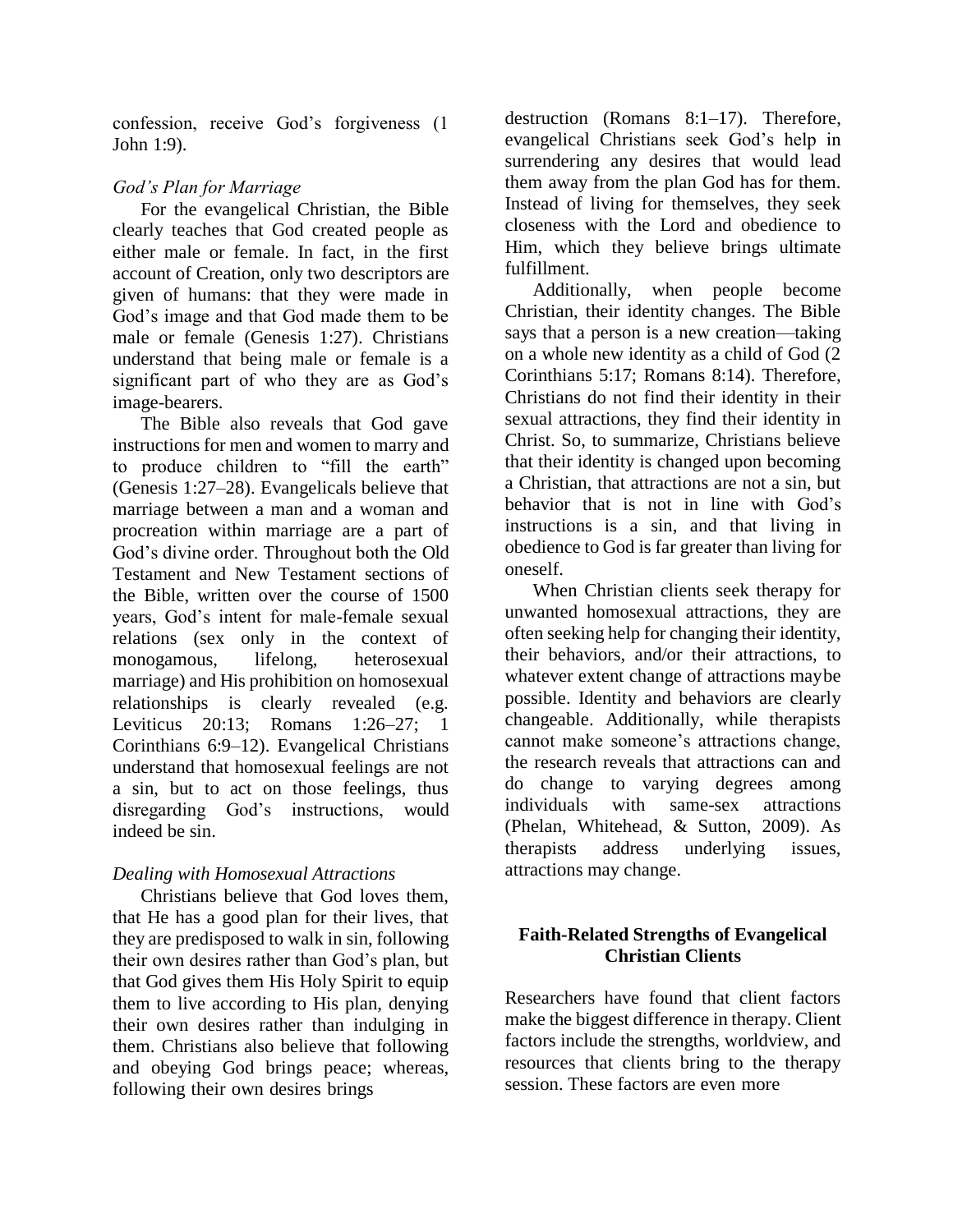confession, receive God's forgiveness (1 John 1:9).

*God's Plan for Marriage*

For the evangelical Christian, the Bible clearly teaches that God created people as either male or female. In fact, in the first account of Creation, only two descriptors are given of humans: that they were made in God's image and that God made them to be male or female (Genesis 1:27). Christians understand that being male or female is a significant part of who they are as God's image-bearers.

The Bible also reveals that God gave instructions for men and women to marry and to produce children to "fill the earth" (Genesis 1:27–28). Evangelicals believe that marriage between a man and a woman and procreation within marriage are a part of God's divine order. Throughout both the Old Testament and New Testament sections of the Bible, written over the course of 1500 years, God's intent for male-female sexual relations (sex only in the context of monogamous, lifelong, heterosexual marriage) and His prohibition on homosexual relationships is clearly revealed (e.g. Leviticus 20:13; Romans 1:26–27; 1 Corinthians 6:9–12). Evangelical Christians understand that homosexual feelings are not a sin, but to act on those feelings, thus disregarding God's instructions, would indeed be sin.

*Dealing with Homosexual Attractions*

Christians believe that God loves them, that He has a good plan for their lives, that they are predisposed to walk in sin, following their own desires rather than God's plan, but that God gives them His Holy Spirit to equip them to live according to His plan, denying their own desires rather than indulging in them. Christians also believe that following and obeying God brings peace; whereas, following their own desires brings destruction (Romans 8:1–17). Therefore, evangelical Christians seek God's help in surrendering any desires that would lead them away from the plan God has for them. Instead of living for themselves, they seek closeness with the Lord and obedience to Him, which they believe brings ultimate fulfillment.

Additionally, when people become Christian, their identity changes. The Bible says that a person is a new creation—taking on a whole new identity as a child of God (2 Corinthians 5:17; Romans 8:14). Therefore, Christians do not find their identity in their sexual attractions, they find their identity in Christ. So, to summarize, Christians believe that their identity is changed upon becoming a Christian, that attractions are not a sin, but behavior that is not in line with God's instructions is a sin, and that living in obedience to God is far greater than living for oneself.

When Christian clients seek therapy for unwanted homosexual attractions, they are often seeking help for changing their identity, their behaviors, and/or their attractions, to whatever extent change of attractions maybe possible. Identity and behaviors are clearly changeable. Additionally, while therapists cannot make someone's attractions change, the research reveals that attractions can and do change to varying degrees among individuals with same-sex attractions (Phelan, Whitehead, & Sutton, 2009). As therapists address underlying issues, attractions may change.

## Faith-Related Strengths of Evangelical Christian Clients

Researchers have found that client factors make the biggest difference in therapy. Client factors include the strengths, worldview, and resources that clients bring to the therapy session. These factors are even more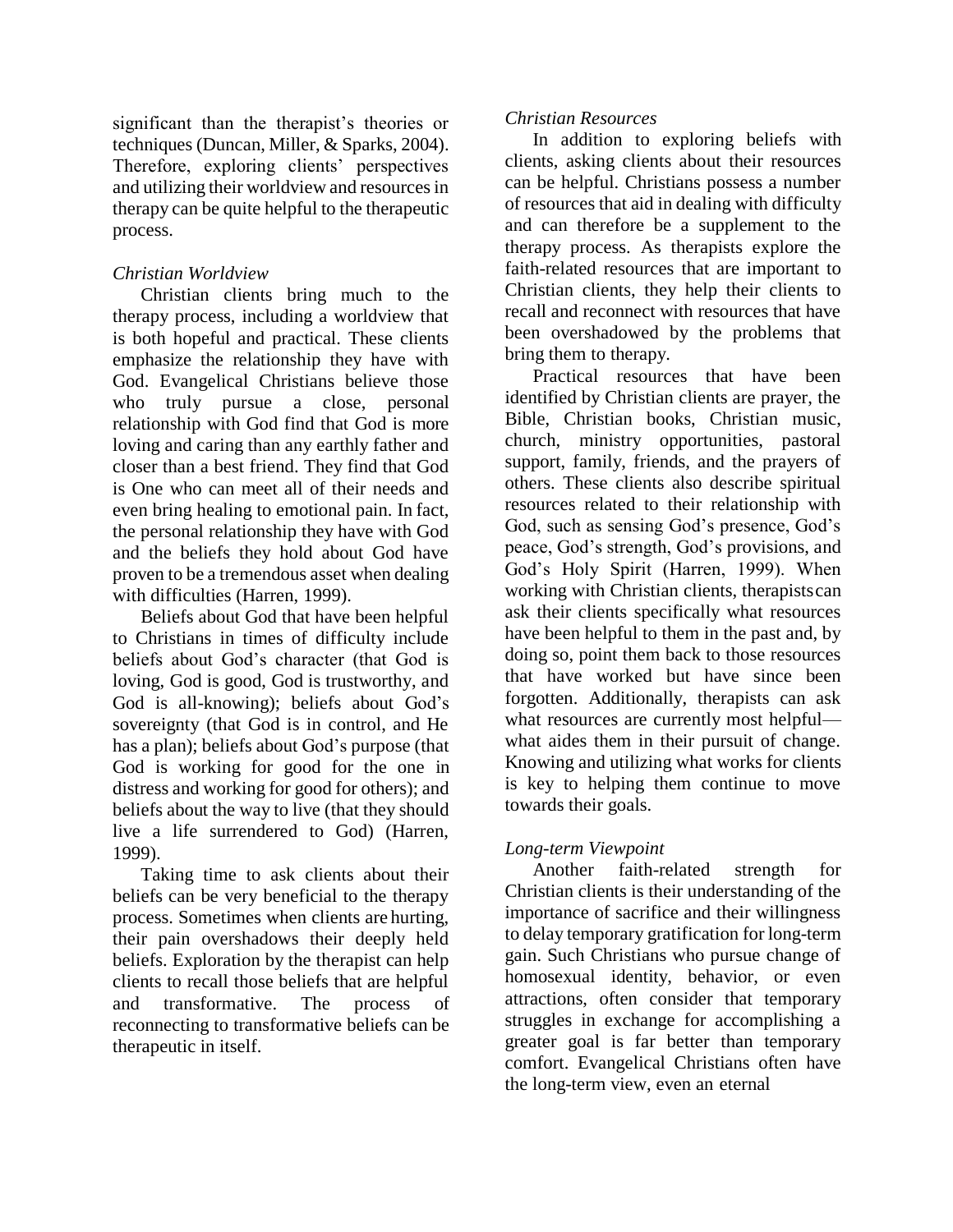significant than the therapist's theories or techniques (Duncan, Miller, & Sparks, 2004). Therefore, exploring clients' perspectives and utilizing their worldview and resources in therapy can be quite helpful to the therapeutic process.

*Christian Worldview*

Christian clients bring much to the therapy process, including a worldview that is both hopeful and practical. These clients emphasize the relationship they have with God. Evangelical Christians believe those who truly pursue a close, personal relationship with God find that God is more loving and caring than any earthly father and closer than a best friend. They find that God is One who can meet all of their needs and even bring healing to emotional pain. In fact, the personal relationship they have with God and the beliefs they hold about God have proven to be a tremendous asset when dealing with difficulties (Harren, 1999).

Beliefs about God that have been helpful to Christians in times of difficulty include beliefs about God's character (that God is loving, God is good, God is trustworthy, and God is all-knowing); beliefs about God's sovereignty (that God is in control, and He has a plan); beliefs about God's purpose (that God is working for good for the one in distress and working for good for others); and beliefs about the way to live (that they should live a life surrendered to God) (Harren, 1999).

Taking time to ask clients about their beliefs can be very beneficial to the therapy process. Sometimes when clients are hurting, their pain overshadows their deeply held beliefs. Exploration by the therapist can help clients to recall those beliefs that are helpful and transformative. The process of reconnecting to transformative beliefs can be therapeutic in itself.

*Christian Resources*

In addition to exploring beliefs with clients, asking clients about their resources can be helpful. Christians possess a number of resources that aid in dealing with difficulty and can therefore be a supplement to the therapy process. As therapists explore the faith-related resources that are important to Christian clients, they help their clients to recall and reconnect with resources that have been overshadowed by the problems that bring them to therapy.

Practical resources that have been identified by Christian clients are prayer, the Bible, Christian books, Christian music, church, ministry opportunities, pastoral support, family, friends, and the prayers of others. These clients also describe spiritual resources related to their relationship with God, such as sensing God's presence, God's peace, God's strength, God's provisions, and God's Holy Spirit (Harren, 1999). When working with Christian clients, therapists can ask their clients specifically what resources have been helpful to them in the past and, by doing so, point them back to those resources that have worked but have since been forgotten. Additionally, therapists can ask what resources are currently most helpful—what aides them in their pursuit of change. Knowing and utilizing what works for clients is key to helping them continue to move towards their goals.

*Long-term Viewpoint*

Another faith-related strength for Christian clients is their understanding of the importance of sacrifice and their willingness to delay temporary gratification for long-term gain. Such Christians who pursue change of homosexual identity, behavior, or even attractions, often consider that temporary struggles in exchange for accomplishing a greater goal is far better than temporary comfort. Evangelical Christians often have the long-term view, even an eternal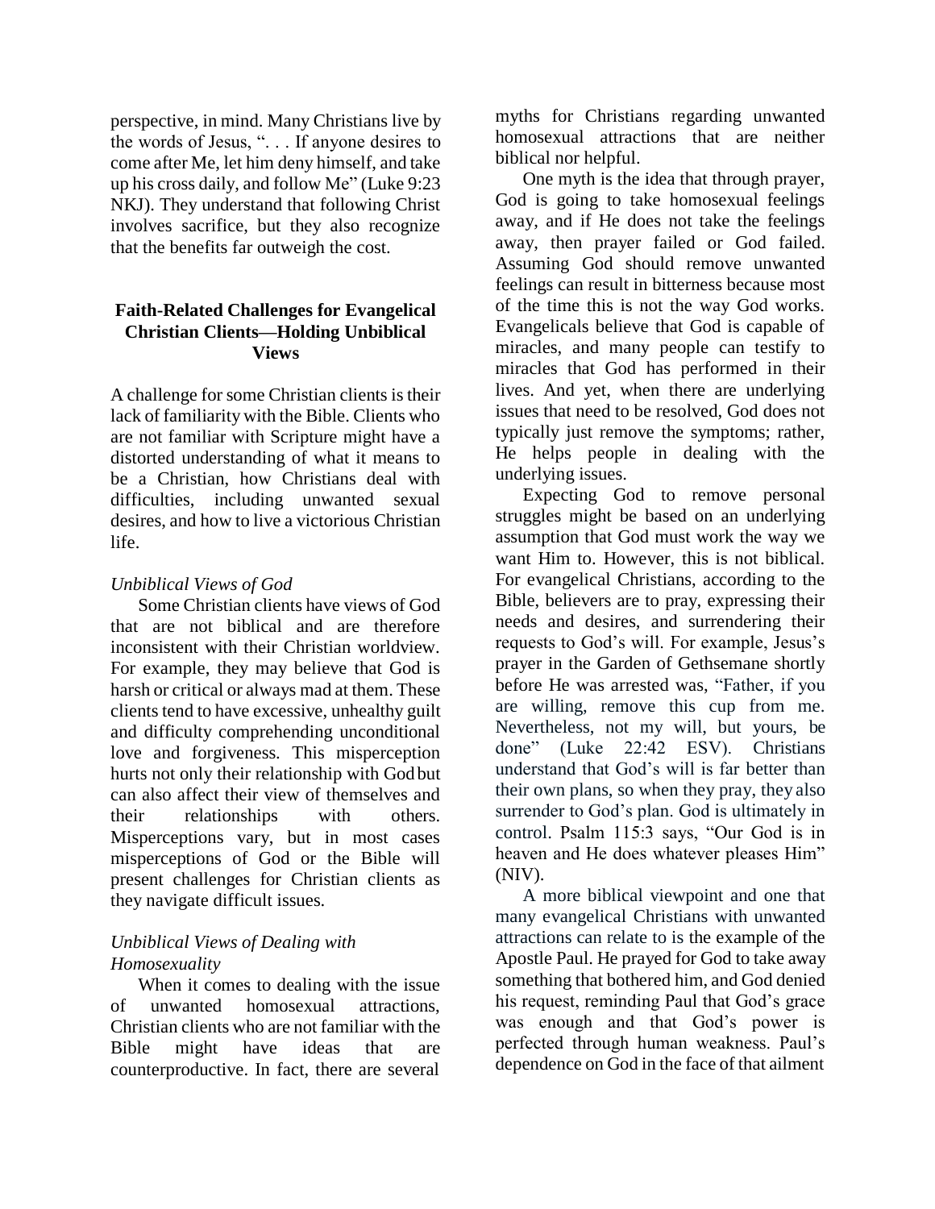perspective, in mind. Many Christians live by the words of Jesus, ". . . If anyone desires to come after Me, let him deny himself, and take up his cross daily, and follow Me" (Luke 9:23 NKJ). They understand that following Christ involves sacrifice, but they also recognize that the benefits far outweigh the cost.

## Faith-Related Challenges for Evangelical Christian Clients—Holding Unbiblical Views

A challenge for some Christian clients is their lack of familiarity with the Bible. Clients who are not familiar with Scripture might have a distorted understanding of what it means to be a Christian, how Christians deal with difficulties, including unwanted sexual desires, and how to live a victorious Christian life.

### *Unbiblical Views of God*

Some Christian clients have views of God that are not biblical and are therefore inconsistent with their Christian worldview. For example, they may believe that God is harsh or critical or always mad at them. These clients tend to have excessive, unhealthy guilt and difficulty comprehending unconditional love and forgiveness. This misperception hurts not only their relationship with God but can also affect their view of themselves and their relationships with others. Misperceptions vary, but in most cases misperceptions of God or the Bible will present challenges for Christian clients as they navigate difficult issues.

### *Unbiblical Views of Dealing with Homosexuality*

When it comes to dealing with the issue of unwanted homosexual attractions, Christian clients who are not familiar with the Bible might have ideas that are counterproductive. In fact, there are several myths for Christians regarding unwanted homosexual attractions that are neither biblical nor helpful.

One myth is the idea that through prayer, God is going to take homosexual feelings away, and if He does not take the feelings away, then prayer failed or God failed. Assuming God should remove unwanted feelings can result in bitterness because most of the time this is not the way God works. Evangelicals believe that God is capable of miracles, and many people can testify to miracles that God has performed in their lives. And yet, when there are underlying issues that need to be resolved, God does not typically just remove the symptoms; rather, He helps people in dealing with the underlying issues.

Expecting God to remove personal struggles might be based on an underlying assumption that God must work the way we want Him to. However, this is not biblical. For evangelical Christians, according to the Bible, believers are to pray, expressing their needs and desires, and surrendering their requests to God's will. For example, Jesus's prayer in the Garden of Gethsemane shortly before He was arrested was, "Father, if you are willing, remove this cup from me. Nevertheless, not my will, but yours, be done" (Luke 22:42 ESV). Christians understand that God's will is far better than their own plans, so when they pray, they also surrender to God's plan. God is ultimately in control. Psalm 115:3 says, "Our God is in heaven and He does whatever pleases Him" (NIV).

A more biblical viewpoint and one that many evangelical Christians with unwanted attractions can relate to is the example of the Apostle Paul. He prayed for God to take away something that bothered him, and God denied his request, reminding Paul that God's grace was enough and that God's power is perfected through human weakness. Paul's dependence on God in the face of that ailment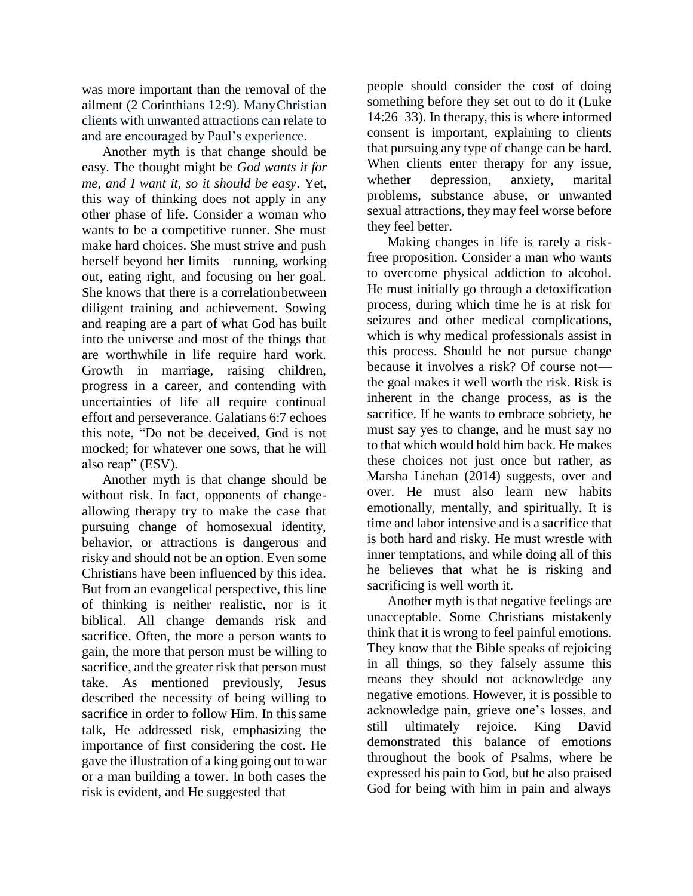was more important than the removal of the ailment (2 Corinthians 12:9). Many Christian clients with unwanted attractions can relate to and are encouraged by Paul's experience.

Another myth is that change should be easy. The thought might be *God wants it for me, and I want it, so it should be easy*. Yet, this way of thinking does not apply in any other phase of life. Consider a woman who wants to be a competitive runner. She must make hard choices. She must strive and push herself beyond her limits—running, working out, eating right, and focusing on her goal. She knows that there is a correlation between diligent training and achievement. Sowing and reaping are a part of what God has built into the universe and most of the things that are worthwhile in life require hard work. Growth in marriage, raising children, progress in a career, and contending with uncertainties of life all require continual effort and perseverance. Galatians 6:7 echoes this note, "Do not be deceived, God is not mocked; for whatever one sows, that he will also reap" (ESV).

Another myth is that change should be without risk. In fact, opponents of change-allowing therapy try to make the case that pursuing change of homosexual identity, behavior, or attractions is dangerous and risky and should not be an option. Even some Christians have been influenced by this idea. But from an evangelical perspective, this line of thinking is neither realistic, nor is it biblical. All change demands risk and sacrifice. Often, the more a person wants to gain, the more that person must be willing to sacrifice, and the greater risk that person must take. As mentioned previously, Jesus described the necessity of being willing to sacrifice in order to follow Him. In this same talk, He addressed risk, emphasizing the importance of first considering the cost. He gave the illustration of a king going out to war or a man building a tower. In both cases the risk is evident, and He suggested that people should consider the cost of doing something before they set out to do it (Luke 14:26–33). In therapy, this is where informed consent is important, explaining to clients that pursuing any type of change can be hard. When clients enter therapy for any issue, whether depression, anxiety, marital problems, substance abuse, or unwanted sexual attractions, they may feel worse before they feel better.

Making changes in life is rarely a risk-free proposition. Consider a man who wants to overcome physical addiction to alcohol. He must initially go through a detoxification process, during which time he is at risk for seizures and other medical complications, which is why medical professionals assist in this process. Should he not pursue change because it involves a risk? Of course not—the goal makes it well worth the risk. Risk is inherent in the change process, as is the sacrifice. If he wants to embrace sobriety, he must say yes to change, and he must say no to that which would hold him back. He makes these choices not just once but rather, as Marsha Linehan (2014) suggests, over and over. He must also learn new habits emotionally, mentally, and spiritually. It is time and labor intensive and is a sacrifice that is both hard and risky. He must wrestle with inner temptations, and while doing all of this he believes that what he is risking and sacrificing is well worth it.

Another myth is that negative feelings are unacceptable. Some Christians mistakenly think that it is wrong to feel painful emotions. They know that the Bible speaks of rejoicing in all things, so they falsely assume this means they should not acknowledge any negative emotions. However, it is possible to acknowledge pain, grieve one's losses, and still ultimately rejoice. King David demonstrated this balance of emotions throughout the book of Psalms, where he expressed his pain to God, but he also praised God for being with him in pain and always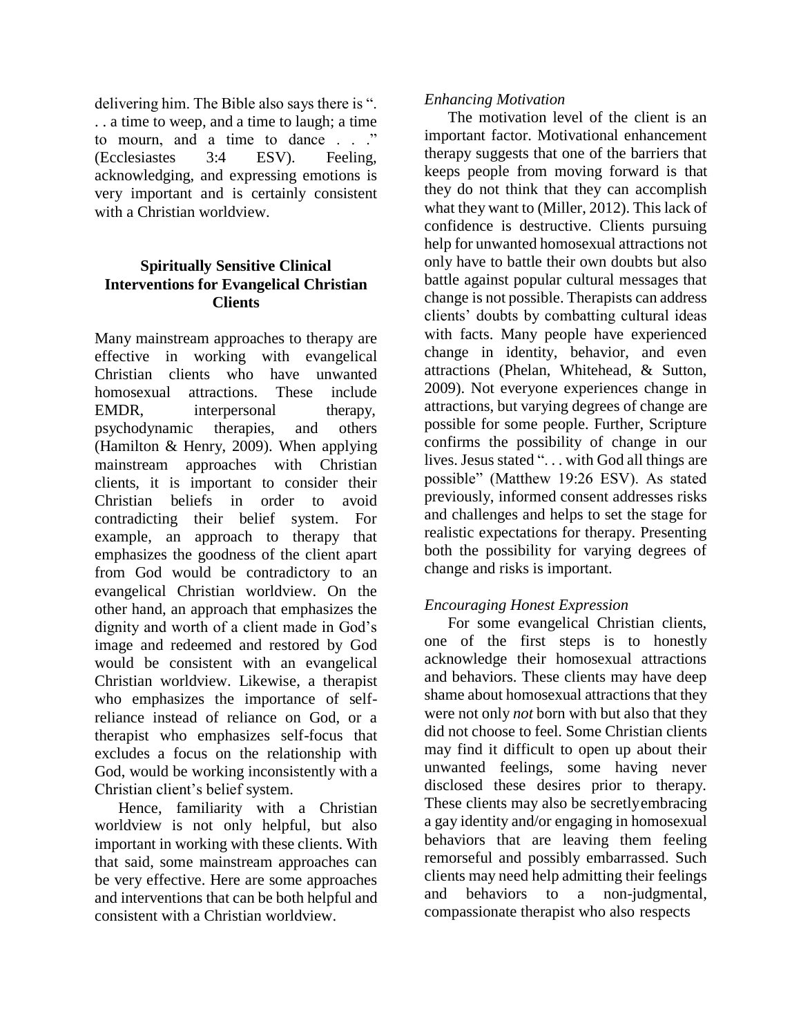delivering him. The Bible also says there is ". . . a time to weep, and a time to laugh; a time to mourn, and a time to dance . . ." (Ecclesiastes 3:4 ESV). Feeling, acknowledging, and expressing emotions is very important and is certainly consistent with a Christian worldview.

## Spiritually Sensitive Clinical Interventions for Evangelical Christian Clients

Many mainstream approaches to therapy are effective in working with evangelical Christian clients who have unwanted homosexual attractions. These include EMDR, interpersonal therapy, psychodynamic therapies, and others (Hamilton & Henry, 2009). When applying mainstream approaches with Christian clients, it is important to consider their Christian beliefs in order to avoid contradicting their belief system. For example, an approach to therapy that emphasizes the goodness of the client apart from God would be contradictory to an evangelical Christian worldview. On the other hand, an approach that emphasizes the dignity and worth of a client made in God's image and redeemed and restored by God would be consistent with an evangelical Christian worldview. Likewise, a therapist who emphasizes the importance of self-reliance instead of reliance on God, or a therapist who emphasizes self-focus that excludes a focus on the relationship with God, would be working inconsistently with a Christian client's belief system.

Hence, familiarity with a Christian worldview is not only helpful, but also important in working with these clients. With that said, some mainstream approaches can be very effective. Here are some approaches and interventions that can be both helpful and consistent with a Christian worldview.

*Enhancing Motivation*

The motivation level of the client is an important factor. Motivational enhancement therapy suggests that one of the barriers that keeps people from moving forward is that they do not think that they can accomplish what they want to (Miller, 2012). This lack of confidence is destructive. Clients pursuing help for unwanted homosexual attractions not only have to battle their own doubts but also battle against popular cultural messages that change is not possible. Therapists can address clients' doubts by combatting cultural ideas with facts. Many people have experienced change in identity, behavior, and even attractions (Phelan, Whitehead, & Sutton, 2009). Not everyone experiences change in attractions, but varying degrees of change are possible for some people. Further, Scripture confirms the possibility of change in our lives. Jesus stated ". . . with God all things are possible" (Matthew 19:26 ESV). As stated previously, informed consent addresses risks and challenges and helps to set the stage for realistic expectations for therapy. Presenting both the possibility for varying degrees of change and risks is important.

*Encouraging Honest Expression*

For some evangelical Christian clients, one of the first steps is to honestly acknowledge their homosexual attractions and behaviors. These clients may have deep shame about homosexual attractions that they were not only *not* born with but also that they did not choose to feel. Some Christian clients may find it difficult to open up about their unwanted feelings, some having never disclosed these desires prior to therapy. These clients may also be secretly embracing a gay identity and/or engaging in homosexual behaviors that are leaving them feeling remorseful and possibly embarrassed. Such clients may need help admitting their feelings and behaviors to a non-judgmental, compassionate therapist who also respects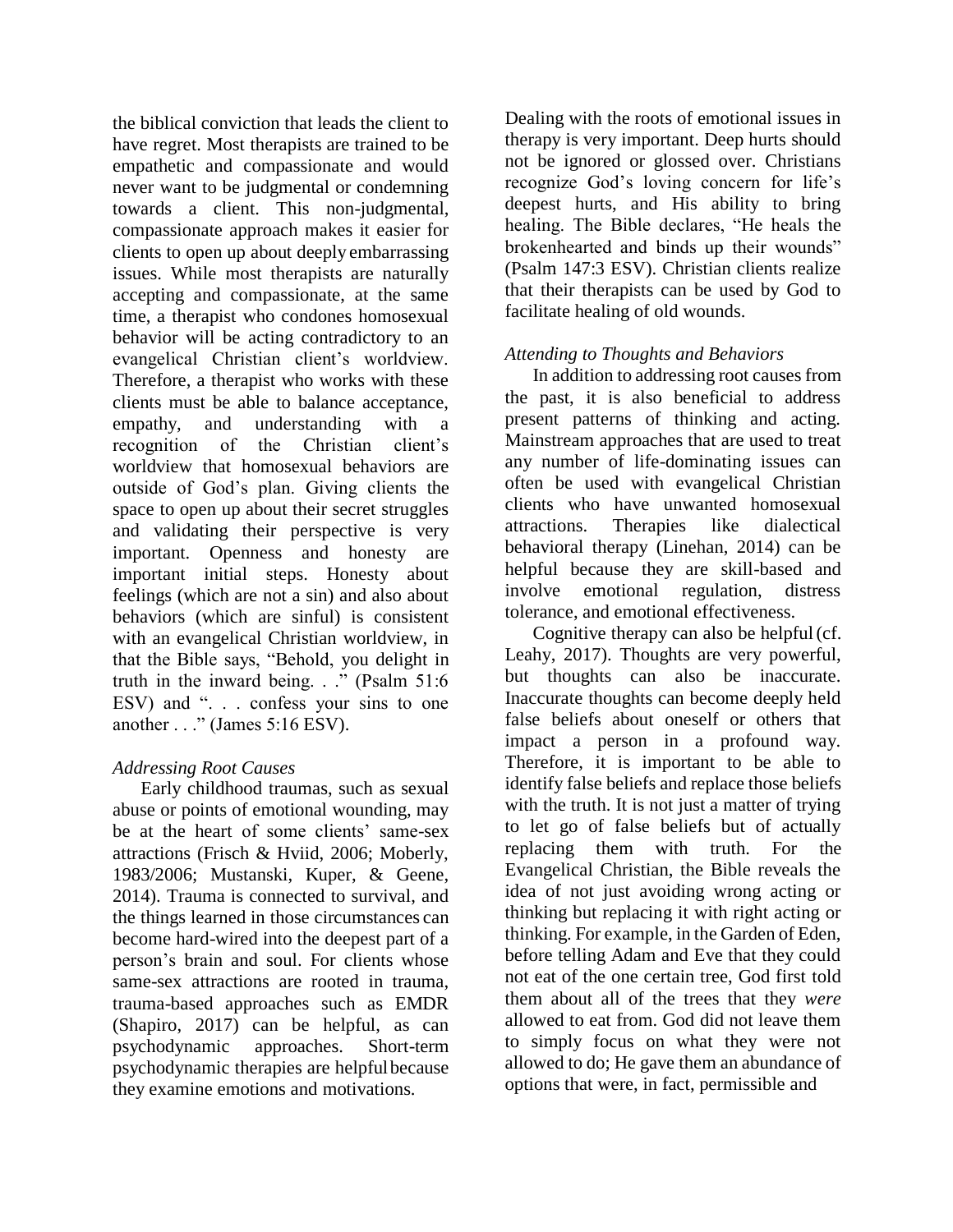the biblical conviction that leads the client to have regret. Most therapists are trained to be empathetic and compassionate and would never want to be judgmental or condemning towards a client. This non-judgmental, compassionate approach makes it easier for clients to open up about deeply embarrassing issues. While most therapists are naturally accepting and compassionate, at the same time, a therapist who condones homosexual behavior will be acting contradictory to an evangelical Christian client's worldview. Therefore, a therapist who works with these clients must be able to balance acceptance, empathy, and understanding with a recognition of the Christian client's worldview that homosexual behaviors are outside of God's plan. Giving clients the space to open up about their secret struggles and validating their perspective is very important. Openness and honesty are important initial steps. Honesty about feelings (which are not a sin) and also about behaviors (which are sinful) is consistent with an evangelical Christian worldview, in that the Bible says, "Behold, you delight in truth in the inward being. . ." (Psalm 51:6 ESV) and ". . . confess your sins to one another . . ." (James 5:16 ESV).

*Addressing Root Causes*

Early childhood traumas, such as sexual abuse or points of emotional wounding, may be at the heart of some clients' same-sex attractions (Frisch & Hviid, 2006; Moberly, 1983/2006; Mustanski, Kuper, & Geene, 2014). Trauma is connected to survival, and the things learned in those circumstances can become hard-wired into the deepest part of a person's brain and soul. For clients whose same-sex attractions are rooted in trauma, trauma-based approaches such as EMDR (Shapiro, 2017) can be helpful, as can psychodynamic approaches. Short-term psychodynamic therapies are helpful because they examine emotions and motivations.

Dealing with the roots of emotional issues in therapy is very important. Deep hurts should not be ignored or glossed over. Christians recognize God's loving concern for life's deepest hurts, and His ability to bring healing. The Bible declares, "He heals the brokenhearted and binds up their wounds" (Psalm 147:3 ESV). Christian clients realize that their therapists can be used by God to facilitate healing of old wounds.

*Attending to Thoughts and Behaviors*

In addition to addressing root causes from the past, it is also beneficial to address present patterns of thinking and acting. Mainstream approaches that are used to treat any number of life-dominating issues can often be used with evangelical Christian clients who have unwanted homosexual attractions. Therapies like dialectical behavioral therapy (Linehan, 2014) can be helpful because they are skill-based and involve emotional regulation, distress tolerance, and emotional effectiveness.

Cognitive therapy can also be helpful (cf. Leahy, 2017). Thoughts are very powerful, but thoughts can also be inaccurate. Inaccurate thoughts can become deeply held false beliefs about oneself or others that impact a person in a profound way. Therefore, it is important to be able to identify false beliefs and replace those beliefs with the truth. It is not just a matter of trying to let go of false beliefs but of actually replacing them with truth. For the Evangelical Christian, the Bible reveals the idea of not just avoiding wrong acting or thinking but replacing it with right acting or thinking. For example, in the Garden of Eden, before telling Adam and Eve that they could not eat of the one certain tree, God first told them about all of the trees that they *were* allowed to eat from. God did not leave them to simply focus on what they were not allowed to do; He gave them an abundance of options that were, in fact, permissible and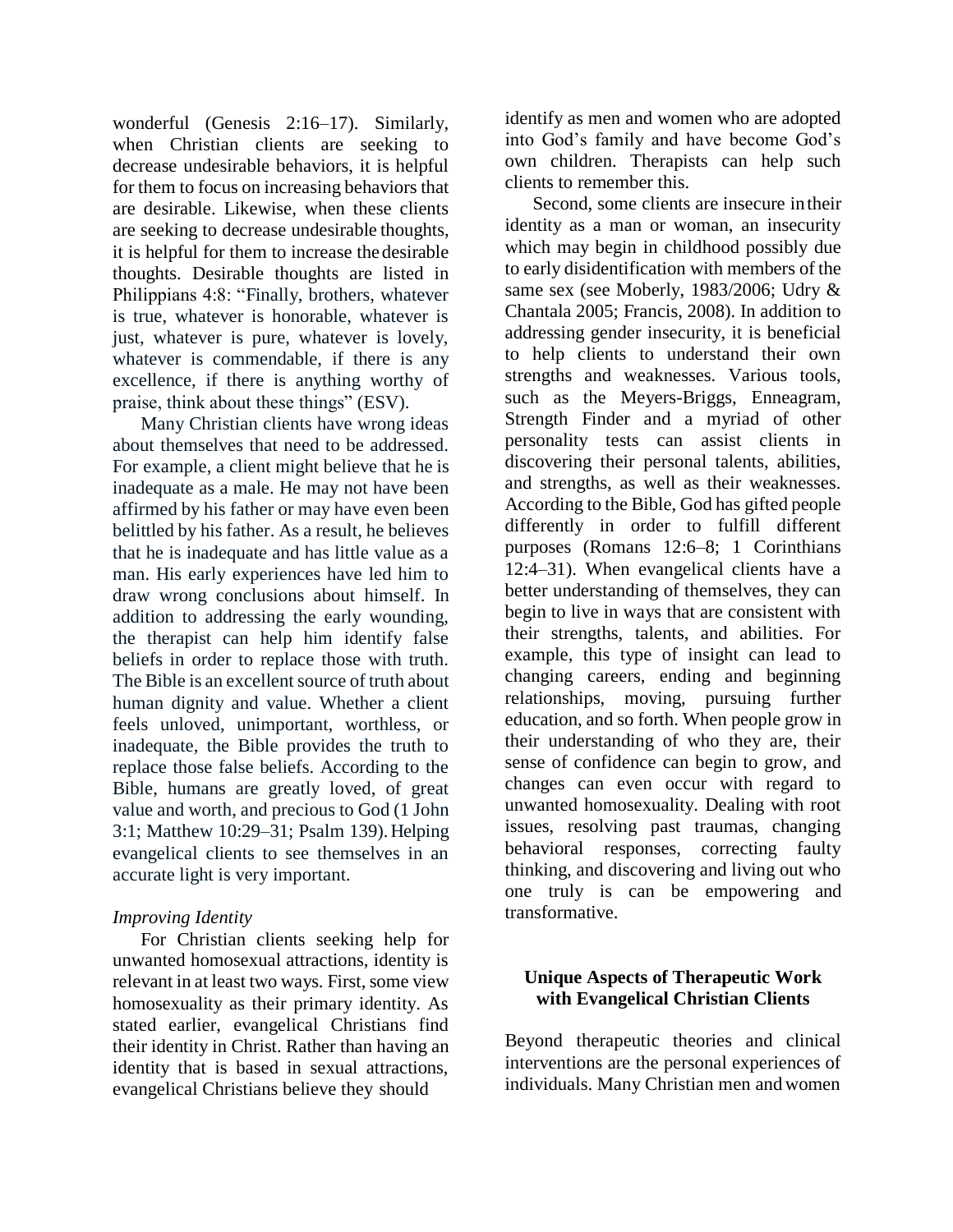wonderful (Genesis 2:16–17). Similarly, when Christian clients are seeking to decrease undesirable behaviors, it is helpful for them to focus on increasing behaviors that are desirable. Likewise, when these clients are seeking to decrease undesirable thoughts, it is helpful for them to increase the desirable thoughts. Desirable thoughts are listed in Philippians 4:8: "Finally, brothers, whatever is true, whatever is honorable, whatever is just, whatever is pure, whatever is lovely, whatever is commendable, if there is any excellence, if there is anything worthy of praise, think about these things" (ESV).

Many Christian clients have wrong ideas about themselves that need to be addressed. For example, a client might believe that he is inadequate as a male. He may not have been affirmed by his father or may have even been belittled by his father. As a result, he believes that he is inadequate and has little value as a man. His early experiences have led him to draw wrong conclusions about himself. In addition to addressing the early wounding, the therapist can help him identify false beliefs in order to replace those with truth. The Bible is an excellent source of truth about human dignity and value. Whether a client feels unloved, unimportant, worthless, or inadequate, the Bible provides the truth to replace those false beliefs. According to the Bible, humans are greatly loved, of great value and worth, and precious to God (1 John 3:1; Matthew 10:29–31; Psalm 139). Helping evangelical clients to see themselves in an accurate light is very important.

*Improving Identity*

For Christian clients seeking help for unwanted homosexual attractions, identity is relevant in at least two ways. First, some view homosexuality as their primary identity. As stated earlier, evangelical Christians find their identity in Christ. Rather than having an identity that is based in sexual attractions, evangelical Christians believe they should identify as men and women who are adopted into God's family and have become God's own children. Therapists can help such clients to remember this.

Second, some clients are insecure in their identity as a man or woman, an insecurity which may begin in childhood possibly due to early disidentification with members of the same sex (see Moberly, 1983/2006; Udry & Chantala 2005; Francis, 2008). In addition to addressing gender insecurity, it is beneficial to help clients to understand their own strengths and weaknesses. Various tools, such as the Meyers-Briggs, Enneagram, Strength Finder and a myriad of other personality tests can assist clients in discovering their personal talents, abilities, and strengths, as well as their weaknesses. According to the Bible, God has gifted people differently in order to fulfill different purposes (Romans 12:6–8; 1 Corinthians 12:4–31). When evangelical clients have a better understanding of themselves, they can begin to live in ways that are consistent with their strengths, talents, and abilities. For example, this type of insight can lead to changing careers, ending and beginning relationships, moving, pursuing further education, and so forth. When people grow in their understanding of who they are, their sense of confidence can begin to grow, and changes can even occur with regard to unwanted homosexuality. Dealing with root issues, resolving past traumas, changing behavioral responses, correcting faulty thinking, and discovering and living out who one truly is can be empowering and transformative.

## Unique Aspects of Therapeutic Work with Evangelical Christian Clients

Beyond therapeutic theories and clinical interventions are the personal experiences of individuals. Many Christian men and women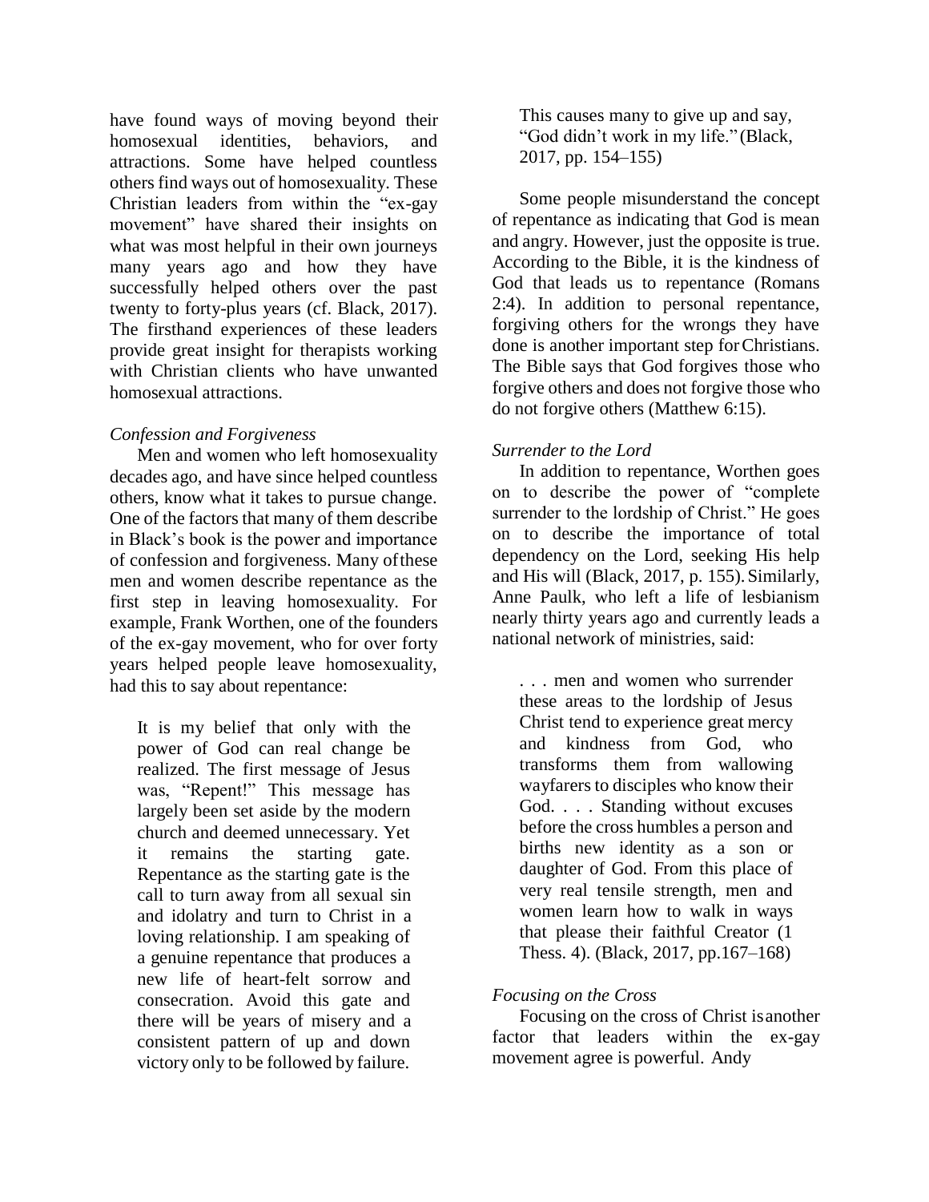have found ways of moving beyond their homosexual identities, behaviors, and attractions. Some have helped countless others find ways out of homosexuality. These Christian leaders from within the "ex-gay movement" have shared their insights on what was most helpful in their own journeys many years ago and how they have successfully helped others over the past twenty to forty-plus years (cf. Black, 2017). The firsthand experiences of these leaders provide great insight for therapists working with Christian clients who have unwanted homosexual attractions.

*Confession and Forgiveness*

Men and women who left homosexuality decades ago, and have since helped countless others, know what it takes to pursue change. One of the factors that many of them describe in Black's book is the power and importance of confession and forgiveness. Many of these men and women describe repentance as the first step in leaving homosexuality. For example, Frank Worthen, one of the founders of the ex-gay movement, who for over forty years helped people leave homosexuality, had this to say about repentance:

> It is my belief that only with the power of God can real change be realized. The first message of Jesus was, "Repent!" This message has largely been set aside by the modern church and deemed unnecessary. Yet it remains the starting gate. Repentance as the starting gate is the call to turn away from all sexual sin and idolatry and turn to Christ in a loving relationship. I am speaking of a genuine repentance that produces a new life of heart-felt sorrow and consecration. Avoid this gate and there will be years of misery and a consistent pattern of up and down victory only to be followed by failure. This causes many to give up and say, "God didn't work in my life." (Black, 2017, pp. 154–155)

Some people misunderstand the concept of repentance as indicating that God is mean and angry. However, just the opposite is true. According to the Bible, it is the kindness of God that leads us to repentance (Romans 2:4). In addition to personal repentance, forgiving others for the wrongs they have done is another important step for Christians. The Bible says that God forgives those who forgive others and does not forgive those who do not forgive others (Matthew 6:15).

*Surrender to the Lord*

In addition to repentance, Worthen goes on to describe the power of "complete surrender to the lordship of Christ." He goes on to describe the importance of total dependency on the Lord, seeking His help and His will (Black, 2017, p. 155). Similarly, Anne Paulk, who left a life of lesbianism nearly thirty years ago and currently leads a national network of ministries, said:

> . . . men and women who surrender these areas to the lordship of Jesus Christ tend to experience great mercy and kindness from God, who transforms them from wallowing wayfarers to disciples who know their God. . . . Standing without excuses before the cross humbles a person and births new identity as a son or daughter of God. From this place of very real tensile strength, men and women learn how to walk in ways that please their faithful Creator (1 Thess. 4). (Black, 2017, pp.167–168)

*Focusing on the Cross*

Focusing on the cross of Christ is another factor that leaders within the ex-gay movement agree is powerful. Andy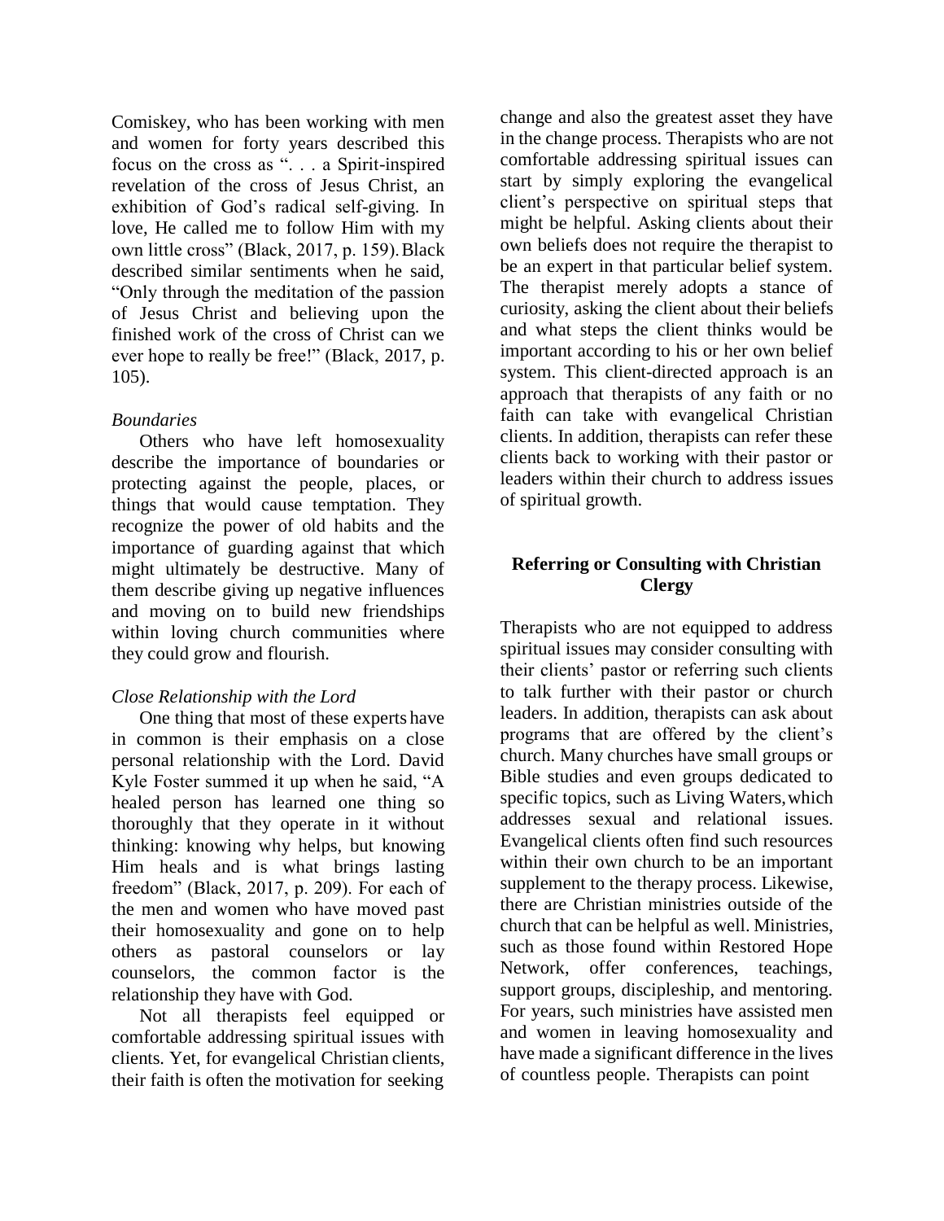Comiskey, who has been working with men and women for forty years described this focus on the cross as ". . . a Spirit-inspired revelation of the cross of Jesus Christ, an exhibition of God's radical self-giving. In love, He called me to follow Him with my own little cross" (Black, 2017, p. 159). Black described similar sentiments when he said, "Only through the meditation of the passion of Jesus Christ and believing upon the finished work of the cross of Christ can we ever hope to really be free!" (Black, 2017, p. 105).

*Boundaries*

Others who have left homosexuality describe the importance of boundaries or protecting against the people, places, or things that would cause temptation. They recognize the power of old habits and the importance of guarding against that which might ultimately be destructive. Many of them describe giving up negative influences and moving on to build new friendships within loving church communities where they could grow and flourish.

*Close Relationship with the Lord*

One thing that most of these experts have in common is their emphasis on a close personal relationship with the Lord. David Kyle Foster summed it up when he said, "A healed person has learned one thing so thoroughly that they operate in it without thinking: knowing why helps, but knowing Him heals and is what brings lasting freedom" (Black, 2017, p. 209). For each of the men and women who have moved past their homosexuality and gone on to help others as pastoral counselors or lay counselors, the common factor is the relationship they have with God.

Not all therapists feel equipped or comfortable addressing spiritual issues with clients. Yet, for evangelical Christian clients, their faith is often the motivation for seeking change and also the greatest asset they have in the change process. Therapists who are not comfortable addressing spiritual issues can start by simply exploring the evangelical client's perspective on spiritual steps that might be helpful. Asking clients about their own beliefs does not require the therapist to be an expert in that particular belief system. The therapist merely adopts a stance of curiosity, asking the client about their beliefs and what steps the client thinks would be important according to his or her own belief system. This client-directed approach is an approach that therapists of any faith or no faith can take with evangelical Christian clients. In addition, therapists can refer these clients back to working with their pastor or leaders within their church to address issues of spiritual growth.

## Referring or Consulting with Christian Clergy

Therapists who are not equipped to address spiritual issues may consider consulting with their clients' pastor or referring such clients to talk further with their pastor or church leaders. In addition, therapists can ask about programs that are offered by the client's church. Many churches have small groups or Bible studies and even groups dedicated to specific topics, such as Living Waters, which addresses sexual and relational issues. Evangelical clients often find such resources within their own church to be an important supplement to the therapy process. Likewise, there are Christian ministries outside of the church that can be helpful as well. Ministries, such as those found within Restored Hope Network, offer conferences, teachings, support groups, discipleship, and mentoring. For years, such ministries have assisted men and women in leaving homosexuality and have made a significant difference in the lives of countless people. Therapists can point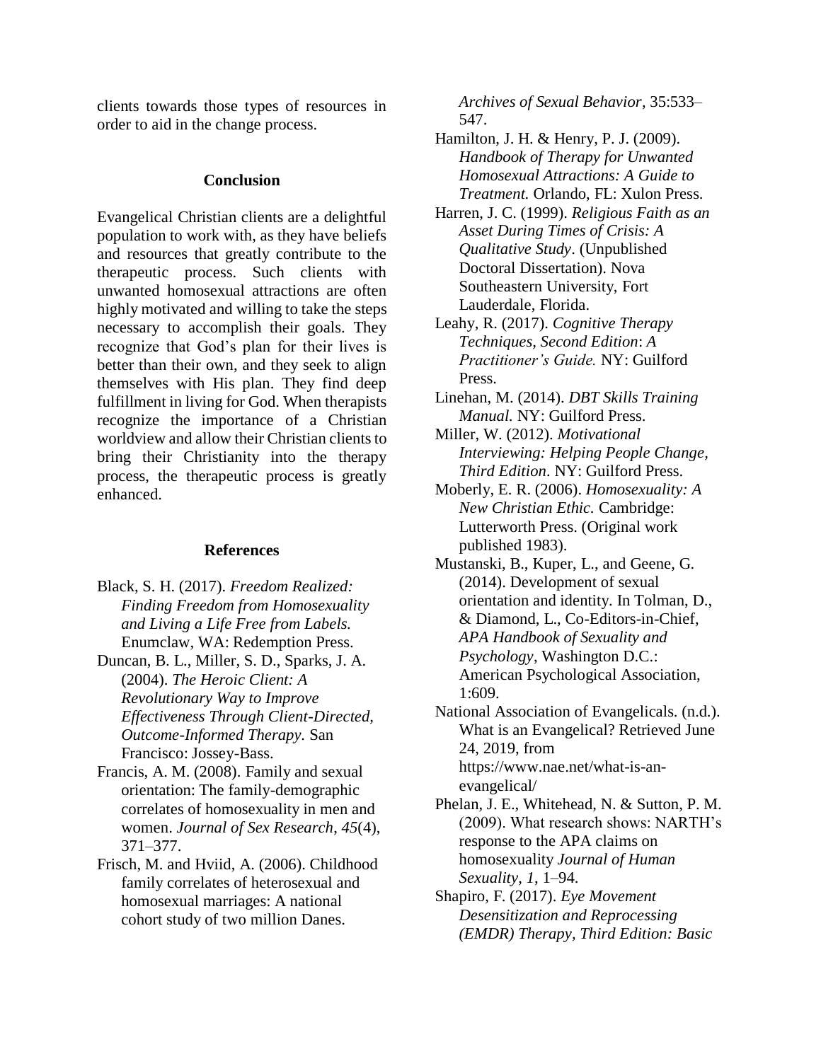clients towards those types of resources in order to aid in the change process.

## Conclusion

Evangelical Christian clients are a delightful population to work with, as they have beliefs and resources that greatly contribute to the therapeutic process. Such clients with unwanted homosexual attractions are often highly motivated and willing to take the steps necessary to accomplish their goals. They recognize that God's plan for their lives is better than their own, and they seek to align themselves with His plan. They find deep fulfillment in living for God. When therapists recognize the importance of a Christian worldview and allow their Christian clients to bring their Christianity into the therapy process, the therapeutic process is greatly enhanced.

## References

Black, S. H. (2017). *Freedom Realized: Finding Freedom from Homosexuality and Living a Life Free from Labels.* Enumclaw, WA: Redemption Press.

Duncan, B. L., Miller, S. D., Sparks, J. A. (2004). *The Heroic Client: A Revolutionary Way to Improve Effectiveness Through Client-Directed, Outcome-Informed Therapy.* San Francisco: Jossey-Bass.

Francis, A. M. (2008). Family and sexual orientation: The family-demographic correlates of homosexuality in men and women. *Journal of Sex Research*, *45*(4), 371–377.

Frisch, M. and Hviid, A. (2006). Childhood family correlates of heterosexual and homosexual marriages: A national cohort study of two million Danes. *Archives of Sexual Behavior*, 35:533–547.

Hamilton, J. H. & Henry, P. J. (2009). *Handbook of Therapy for Unwanted Homosexual Attractions: A Guide to Treatment.* Orlando, FL: Xulon Press.

Harren, J. C. (1999). *Religious Faith as an Asset During Times of Crisis: A Qualitative Study*. (Unpublished Doctoral Dissertation). Nova Southeastern University, Fort Lauderdale, Florida.

Leahy, R. (2017). *Cognitive Therapy Techniques, Second Edition*: *A Practitioner's Guide.* NY: Guilford Press.

Linehan, M. (2014). *DBT Skills Training Manual.* NY: Guilford Press.

Miller, W. (2012). *Motivational Interviewing: Helping People Change, Third Edition*. NY: Guilford Press.

Moberly, E. R. (2006). *Homosexuality: A New Christian Ethic.* Cambridge: Lutterworth Press. (Original work published 1983).

Mustanski, B., Kuper, L., and Geene, G. (2014). Development of sexual orientation and identity. In Tolman, D., & Diamond, L., Co-Editors-in-Chief, *APA Handbook of Sexuality and Psychology*, Washington D.C.: American Psychological Association, 1:609.

National Association of Evangelicals. (n.d.). What is an Evangelical? Retrieved June 24, 2019, from https://www.nae.net/what-is-an-evangelical/

Phelan, J. E., Whitehead, N. & Sutton, P. M. (2009). What research shows: NARTH's response to the APA claims on homosexuality *Journal of Human Sexuality, 1*, 1–94.

Shapiro, F. (2017). *Eye Movement Desensitization and Reprocessing (EMDR) Therapy, Third Edition: Basic*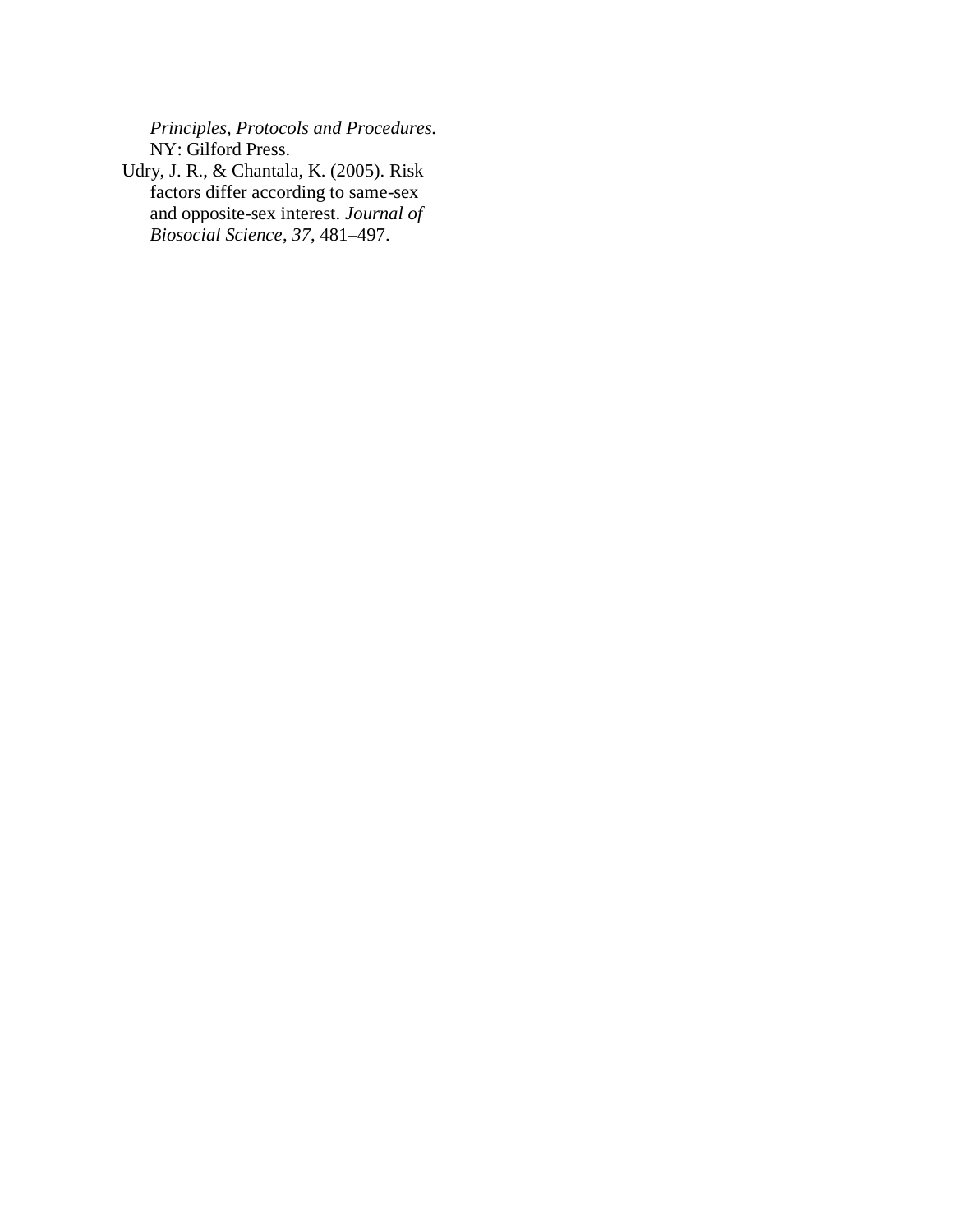*Principles, Protocols and Procedures.* NY: Gilford Press.

Udry, J. R., & Chantala, K. (2005). Risk factors differ according to same-sex and opposite-sex interest. *Journal of Biosocial Science*, *37*, 481–497.